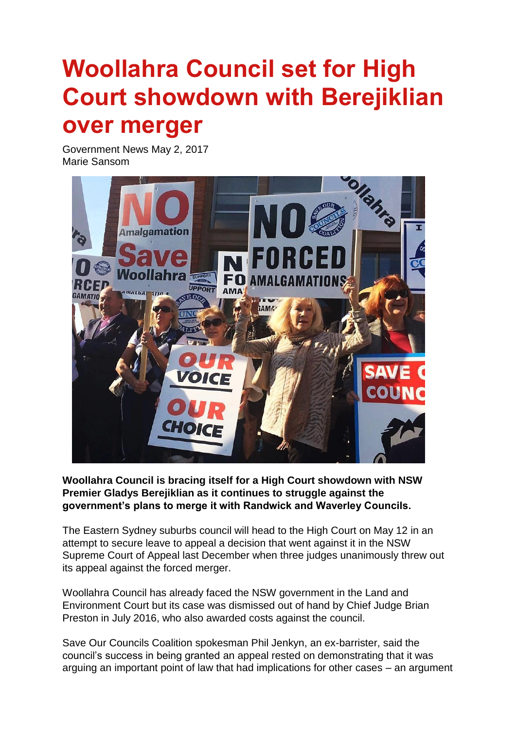# Woollahra Council set for High Court showdown with Berejiklian over merger

Government News May 2, 2017
Marie Sansom

**Woollahra Council is bracing itself for a High Court showdown with NSW Premier Gladys Berejiklian as it continues to struggle against the government's plans to merge it with Randwick and Waverley Councils.**

The Eastern Sydney suburbs council will head to the High Court on May 12 in an attempt to secure leave to appeal a decision that went against it in the NSW Supreme Court of Appeal last December when three judges unanimously threw out its appeal against the forced merger.

Woollahra Council has already faced the NSW government in the Land and Environment Court but its case was dismissed out of hand by Chief Judge Brian Preston in July 2016, who also awarded costs against the council.

Save Our Councils Coalition spokesman Phil Jenkyn, an ex-barrister, said the council's success in being granted an appeal rested on demonstrating that it was arguing an important point of law that had implications for other cases – an argument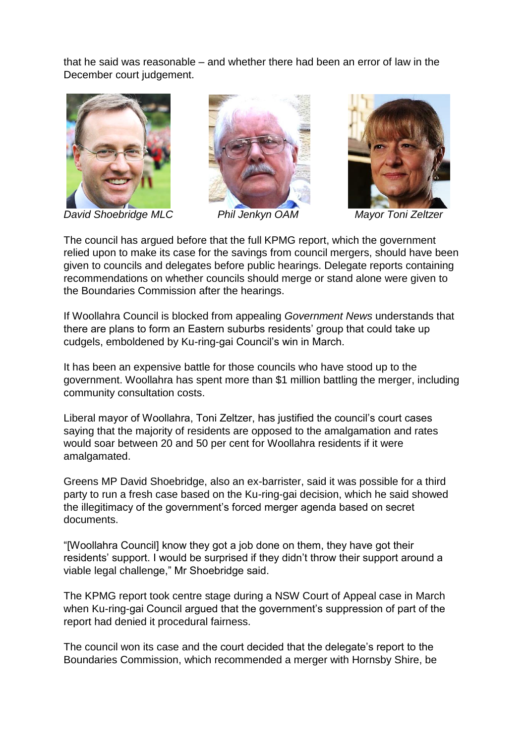that he said was reasonable – and whether there had been an error of law in the December court judgement.

*David Shoebridge MLC* *Phil Jenkyn OAM* *Mayor Toni Zeltzer*

The council has argued before that the full KPMG report, which the government relied upon to make its case for the savings from council mergers, should have been given to councils and delegates before public hearings. Delegate reports containing recommendations on whether councils should merge or stand alone were given to the Boundaries Commission after the hearings.

If Woollahra Council is blocked from appealing *Government News* understands that there are plans to form an Eastern suburbs residents' group that could take up cudgels, emboldened by Ku-ring-gai Council's win in March.

It has been an expensive battle for those councils who have stood up to the government. Woollahra has spent more than $1 million battling the merger, including community consultation costs.

Liberal mayor of Woollahra, Toni Zeltzer, has justified the council's court cases saying that the majority of residents are opposed to the amalgamation and rates would soar between 20 and 50 per cent for Woollahra residents if it were amalgamated.

Greens MP David Shoebridge, also an ex-barrister, said it was possible for a third party to run a fresh case based on the Ku-ring-gai decision, which he said showed the illegitimacy of the government's forced merger agenda based on secret documents.

"[Woollahra Council] know they got a job done on them, they have got their residents' support. I would be surprised if they didn't throw their support around a viable legal challenge," Mr Shoebridge said.

The KPMG report took centre stage during a NSW Court of Appeal case in March when Ku-ring-gai Council argued that the government's suppression of part of the report had denied it procedural fairness.

The council won its case and the court decided that the delegate's report to the Boundaries Commission, which recommended a merger with Hornsby Shire, be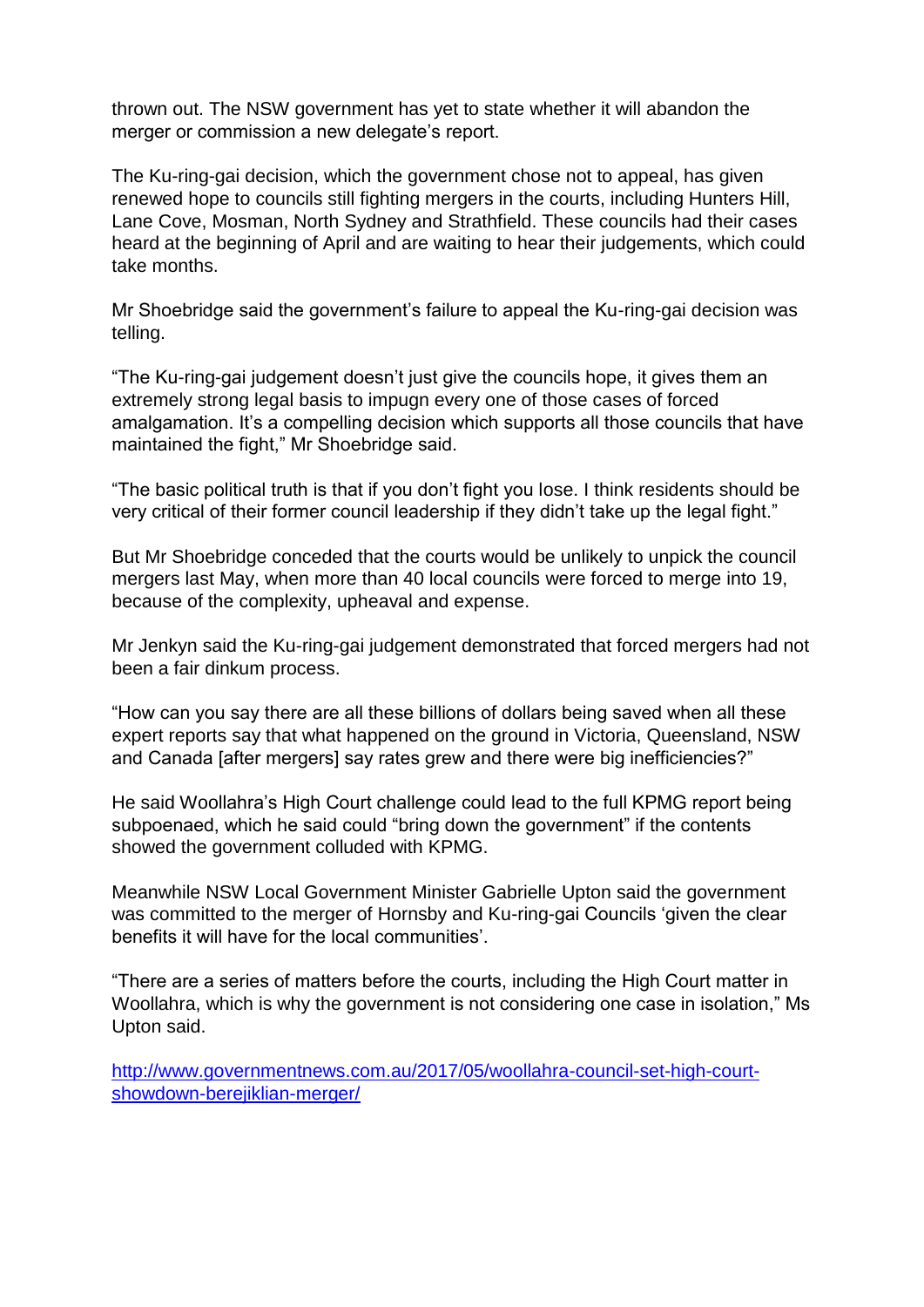thrown out. The NSW government has yet to state whether it will abandon the merger or commission a new delegate's report.

The Ku-ring-gai decision, which the government chose not to appeal, has given renewed hope to councils still fighting mergers in the courts, including Hunters Hill, Lane Cove, Mosman, North Sydney and Strathfield. These councils had their cases heard at the beginning of April and are waiting to hear their judgements, which could take months.

Mr Shoebridge said the government's failure to appeal the Ku-ring-gai decision was telling.

"The Ku-ring-gai judgement doesn't just give the councils hope, it gives them an extremely strong legal basis to impugn every one of those cases of forced amalgamation. It's a compelling decision which supports all those councils that have maintained the fight," Mr Shoebridge said.

"The basic political truth is that if you don't fight you lose. I think residents should be very critical of their former council leadership if they didn't take up the legal fight."

But Mr Shoebridge conceded that the courts would be unlikely to unpick the council mergers last May, when more than 40 local councils were forced to merge into 19, because of the complexity, upheaval and expense.

Mr Jenkyn said the Ku-ring-gai judgement demonstrated that forced mergers had not been a fair dinkum process.

"How can you say there are all these billions of dollars being saved when all these expert reports say that what happened on the ground in Victoria, Queensland, NSW and Canada [after mergers] say rates grew and there were big inefficiencies?"

He said Woollahra's High Court challenge could lead to the full KPMG report being subpoenaed, which he said could "bring down the government" if the contents showed the government colluded with KPMG.

Meanwhile NSW Local Government Minister Gabrielle Upton said the government was committed to the merger of Hornsby and Ku-ring-gai Councils 'given the clear benefits it will have for the local communities'.

"There are a series of matters before the courts, including the High Court matter in Woollahra, which is why the government is not considering one case in isolation," Ms Upton said.

[http://www.governmentnews.com.au/2017/05/woollahra-council-set-high-court-showdown-berejiklian-merger/](http://www.governmentnews.com.au/2017/05/woollahra-council-set-high-court-showdown-berejiklian-merger/)